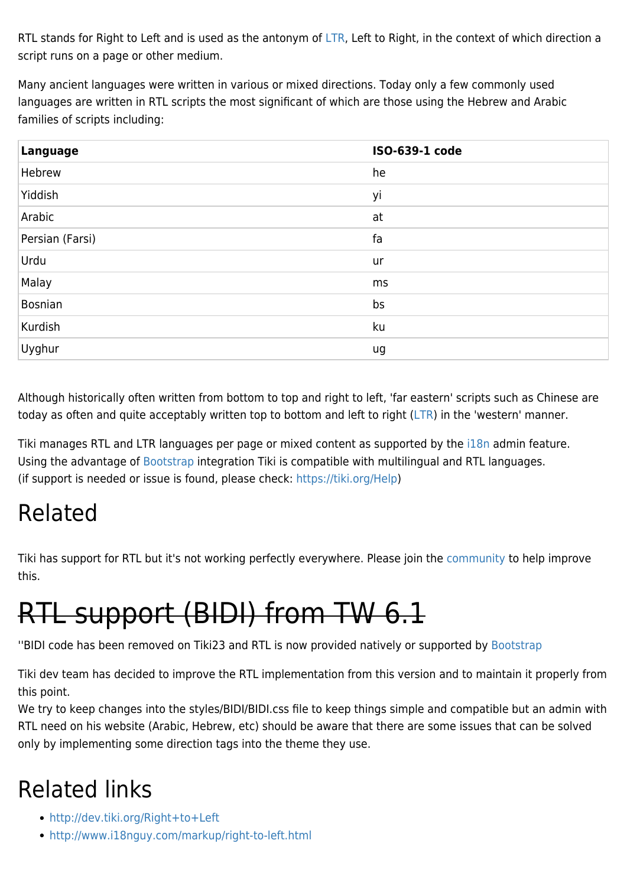RTL stands for Right to Left and is used as the antonym of LTR, Left to Right, in the context of which direction a script runs on a page or other medium.

Many ancient languages were written in various or mixed directions. Today only a few commonly used languages are written in RTL scripts the most significant of which are those using the Hebrew and Arabic families of scripts including:

| Language | ISO-639-1 code |
|---|---|
| Hebrew | he |
| Yiddish | yi |
| Arabic | at |
| Persian (Farsi) | fa |
| Urdu | ur |
| Malay | ms |
| Bosnian | bs |
| Kurdish | ku |
| Uyghur | ug |

Although historically often written from bottom to top and right to left, 'far eastern' scripts such as Chinese are today as often and quite acceptably written top to bottom and left to right (LTR) in the 'western' manner.

Tiki manages RTL and LTR languages per page or mixed content as supported by the i18n admin feature.
Using the advantage of Bootstrap integration Tiki is compatible with multilingual and RTL languages.
(if support is needed or issue is found, please check: https://tiki.org/Help)

# Related

Tiki has support for RTL but it's not working perfectly everywhere. Please join the community to help improve this.

# ~~RTL support (BIDI) from TW 6.1~~

''BIDI code has been removed on Tiki23 and RTL is now provided natively or supported by Bootstrap

Tiki dev team has decided to improve the RTL implementation from this version and to maintain it properly from this point.
We try to keep changes into the styles/BIDI/BIDI.css file to keep things simple and compatible but an admin with RTL need on his website (Arabic, Hebrew, etc) should be aware that there are some issues that can be solved only by implementing some direction tags into the theme they use.

# Related links

- http://dev.tiki.org/Right+to+Left
- http://www.i18nguy.com/markup/right-to-left.html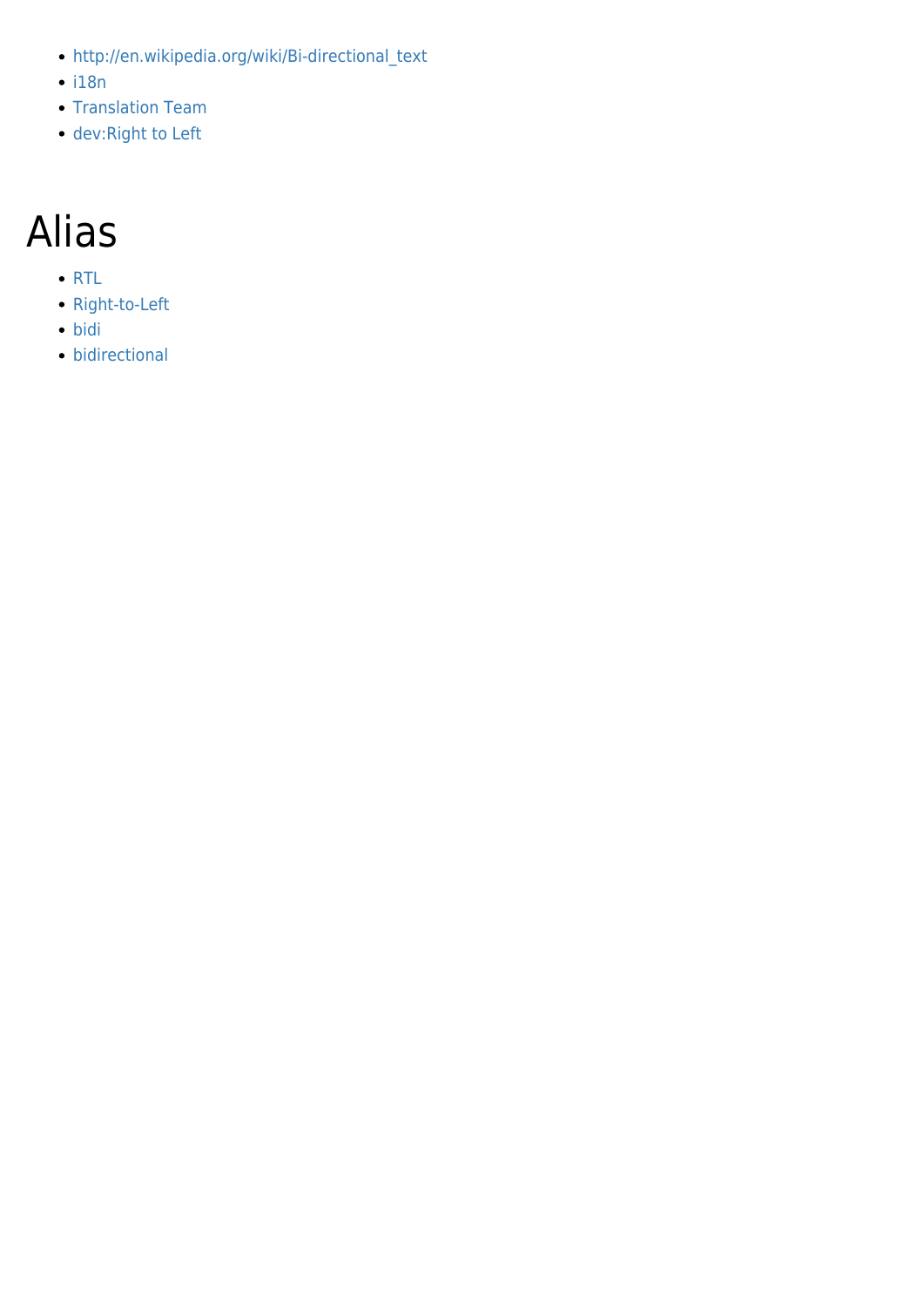- http://en.wikipedia.org/wiki/Bi-directional_text
- i18n
- Translation Team
- dev:Right to Left

# Alias

- RTL
- Right-to-Left
- bidi
- bidirectional